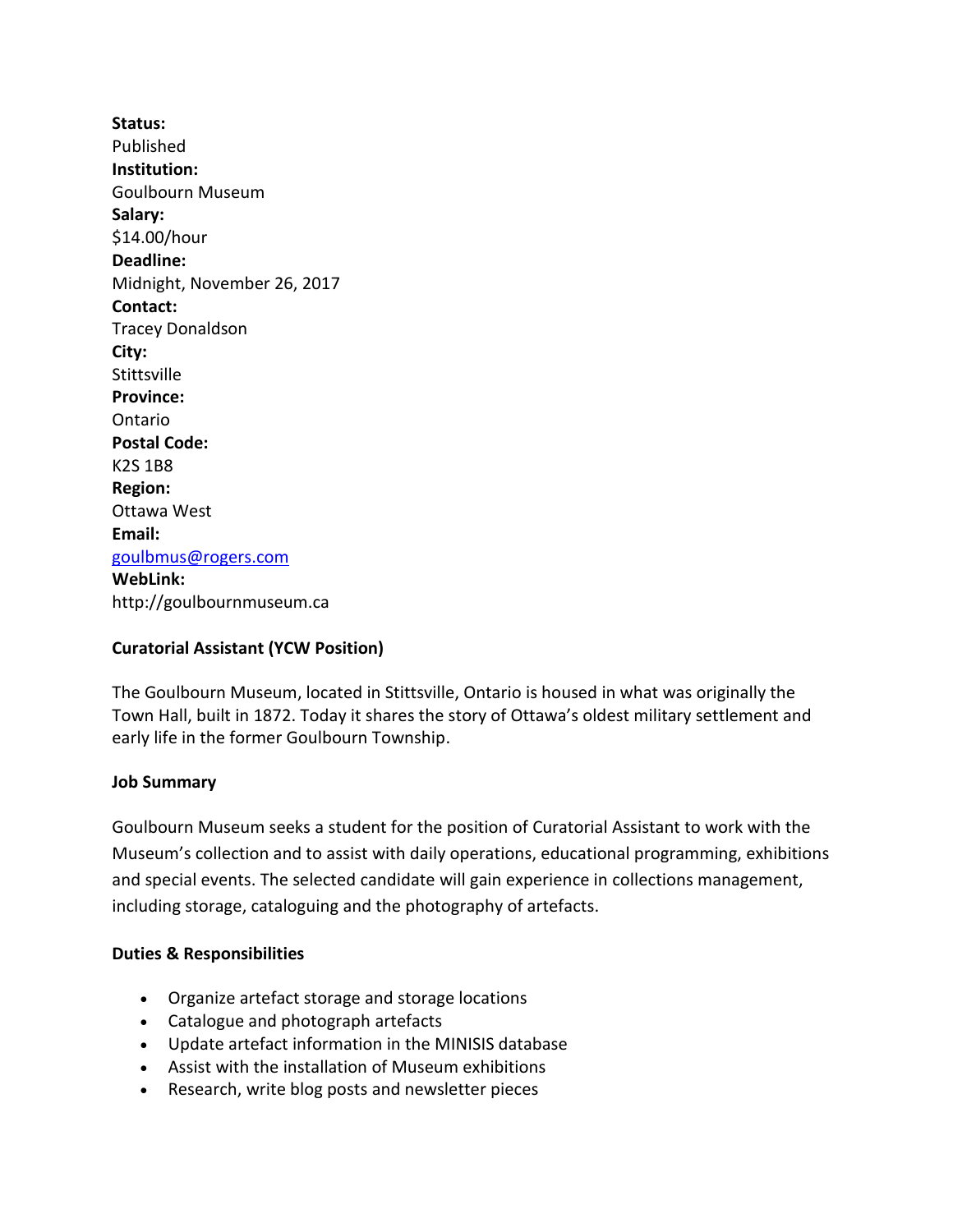**Status:**
Published
**Institution:**
Goulbourn Museum
**Salary:**
$14.00/hour
**Deadline:**
Midnight, November 26, 2017
**Contact:**
Tracey Donaldson
**City:**
Stittsville
**Province:**
Ontario
**Postal Code:**
K2S 1B8
**Region:**
Ottawa West
**Email:**
[goulbmus@rogers.com](mailto:goulbmus@rogers.com)
**WebLink:**
http://goulbournmuseum.ca

**Curatorial Assistant (YCW Position)**

The Goulbourn Museum, located in Stittsville, Ontario is housed in what was originally the Town Hall, built in 1872. Today it shares the story of Ottawa's oldest military settlement and early life in the former Goulbourn Township.

**Job Summary**

Goulbourn Museum seeks a student for the position of Curatorial Assistant to work with the Museum's collection and to assist with daily operations, educational programming, exhibitions and special events. The selected candidate will gain experience in collections management, including storage, cataloguing and the photography of artefacts.

**Duties & Responsibilities**

- Organize artefact storage and storage locations
- Catalogue and photograph artefacts
- Update artefact information in the MINISIS database
- Assist with the installation of Museum exhibitions
- Research, write blog posts and newsletter pieces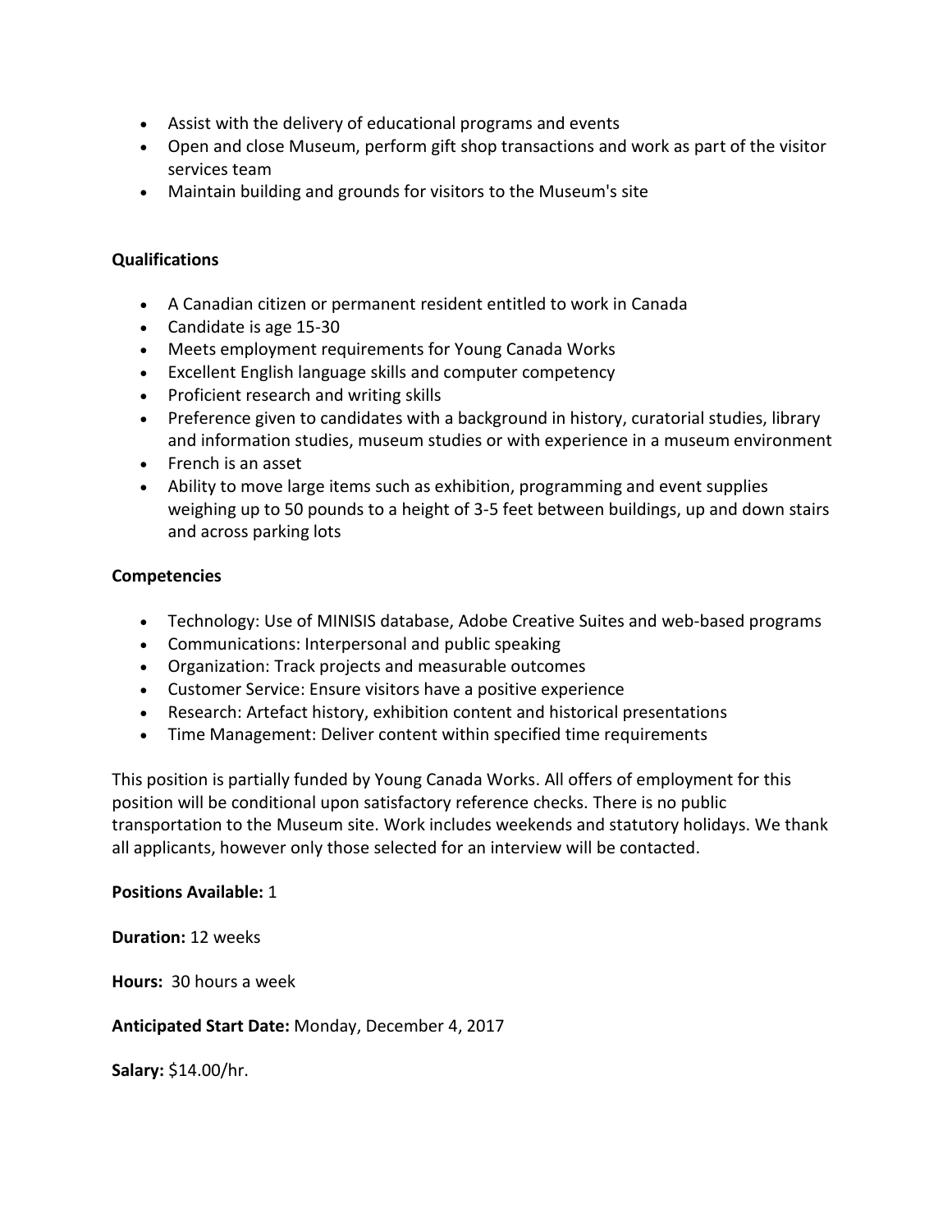- Assist with the delivery of educational programs and events
- Open and close Museum, perform gift shop transactions and work as part of the visitor services team
- Maintain building and grounds for visitors to the Museum's site

**Qualifications**

- A Canadian citizen or permanent resident entitled to work in Canada
- Candidate is age 15-30
- Meets employment requirements for Young Canada Works
- Excellent English language skills and computer competency
- Proficient research and writing skills
- Preference given to candidates with a background in history, curatorial studies, library and information studies, museum studies or with experience in a museum environment
- French is an asset
- Ability to move large items such as exhibition, programming and event supplies weighing up to 50 pounds to a height of 3-5 feet between buildings, up and down stairs and across parking lots

**Competencies**

- Technology: Use of MINISIS database, Adobe Creative Suites and web-based programs
- Communications: Interpersonal and public speaking
- Organization: Track projects and measurable outcomes
- Customer Service: Ensure visitors have a positive experience
- Research: Artefact history, exhibition content and historical presentations
- Time Management: Deliver content within specified time requirements

This position is partially funded by Young Canada Works. All offers of employment for this position will be conditional upon satisfactory reference checks. There is no public transportation to the Museum site. Work includes weekends and statutory holidays. We thank all applicants, however only those selected for an interview will be contacted.

**Positions Available:** 1

**Duration:** 12 weeks

**Hours:** 30 hours a week

**Anticipated Start Date:** Monday, December 4, 2017

**Salary:** $14.00/hr.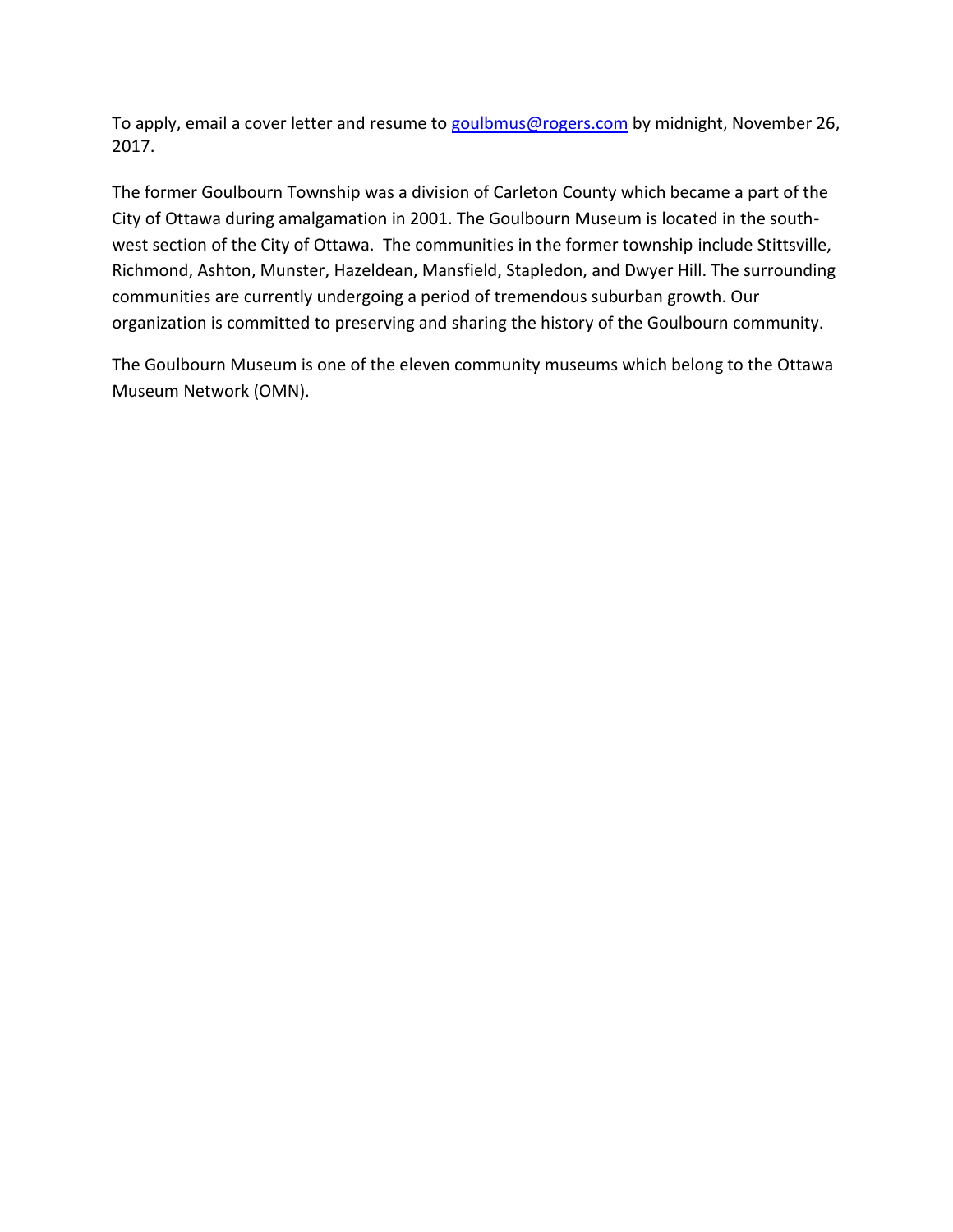To apply, email a cover letter and resume to goulbmus@rogers.com by midnight, November 26, 2017.

The former Goulbourn Township was a division of Carleton County which became a part of the City of Ottawa during amalgamation in 2001. The Goulbourn Museum is located in the south-west section of the City of Ottawa. The communities in the former township include Stittsville, Richmond, Ashton, Munster, Hazeldean, Mansfield, Stapledon, and Dwyer Hill. The surrounding communities are currently undergoing a period of tremendous suburban growth. Our organization is committed to preserving and sharing the history of the Goulbourn community.

The Goulbourn Museum is one of the eleven community museums which belong to the Ottawa Museum Network (OMN).